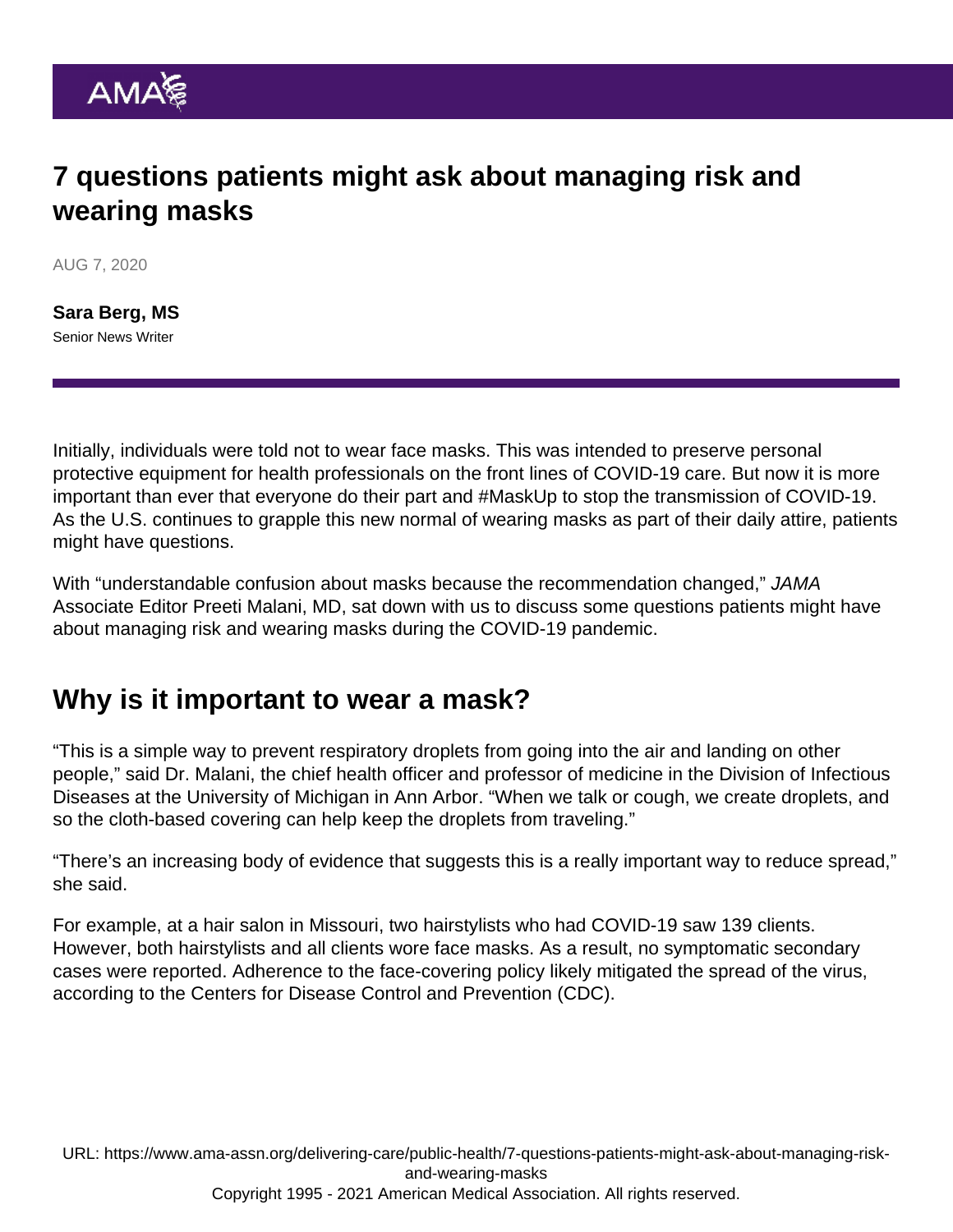# 7 questions patients might ask about managing risk and wearing masks

AUG 7, 2020

**Sara Berg, MS**
Senior News Writer

Initially, individuals were told not to wear face masks. This was intended to preserve personal protective equipment for health professionals on the front lines of COVID-19 care. But now it is more important than ever that everyone do their part and #MaskUp to stop the transmission of COVID-19. As the U.S. continues to grapple this new normal of wearing masks as part of their daily attire, patients might have questions.

With "understandable confusion about masks because the recommendation changed," *JAMA* Associate Editor Preeti Malani, MD, sat down with us to discuss some questions patients might have about managing risk and wearing masks during the COVID-19 pandemic.

## Why is it important to wear a mask?

"This is a simple way to prevent respiratory droplets from going into the air and landing on other people," said Dr. Malani, the chief health officer and professor of medicine in the Division of Infectious Diseases at the University of Michigan in Ann Arbor. "When we talk or cough, we create droplets, and so the cloth-based covering can help keep the droplets from traveling."

"There's an increasing body of evidence that suggests this is a really important way to reduce spread," she said.

For example, at a hair salon in Missouri, two hairstylists who had COVID-19 saw 139 clients. However, both hairstylists and all clients wore face masks. As a result, no symptomatic secondary cases were reported. Adherence to the face-covering policy likely mitigated the spread of the virus, according to the Centers for Disease Control and Prevention (CDC).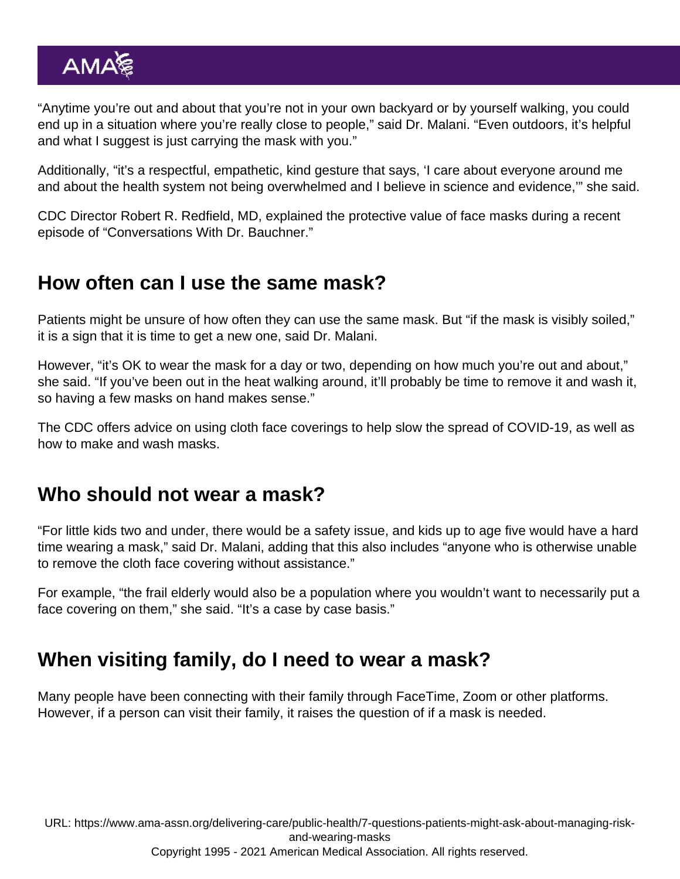"Anytime you're out and about that you're not in your own backyard or by yourself walking, you could end up in a situation where you're really close to people," said Dr. Malani. "Even outdoors, it's helpful and what I suggest is just carrying the mask with you."

Additionally, "it's a respectful, empathetic, kind gesture that says, 'I care about everyone around me and about the health system not being overwhelmed and I believe in science and evidence,'" she said.

CDC Director Robert R. Redfield, MD, explained the protective value of face masks during a recent episode of "Conversations With Dr. Bauchner."

## How often can I use the same mask?

Patients might be unsure of how often they can use the same mask. But "if the mask is visibly soiled," it is a sign that it is time to get a new one, said Dr. Malani.

However, "it's OK to wear the mask for a day or two, depending on how much you're out and about," she said. "If you've been out in the heat walking around, it'll probably be time to remove it and wash it, so having a few masks on hand makes sense."

The CDC offers advice on using cloth face coverings to help slow the spread of COVID-19, as well as how to make and wash masks.

## Who should not wear a mask?

"For little kids two and under, there would be a safety issue, and kids up to age five would have a hard time wearing a mask," said Dr. Malani, adding that this also includes "anyone who is otherwise unable to remove the cloth face covering without assistance."

For example, "the frail elderly would also be a population where you wouldn't want to necessarily put a face covering on them," she said. "It's a case by case basis."

## When visiting family, do I need to wear a mask?

Many people have been connecting with their family through FaceTime, Zoom or other platforms. However, if a person can visit their family, it raises the question of if a mask is needed.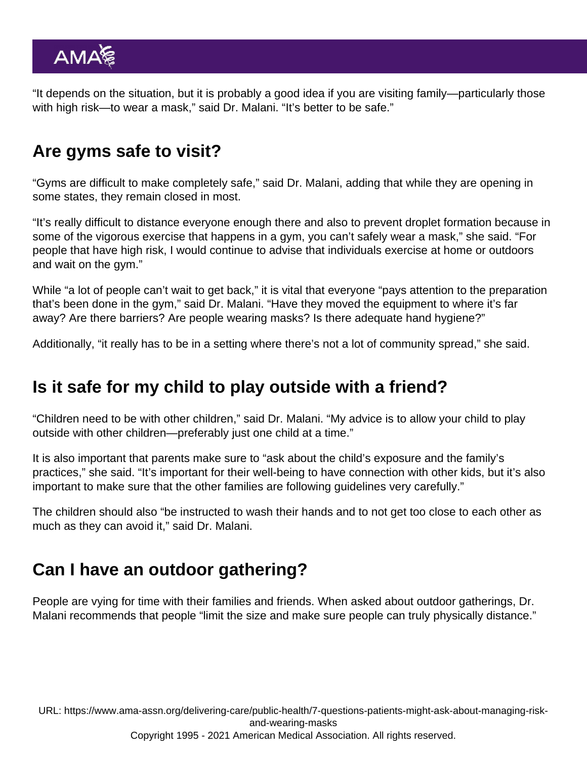"It depends on the situation, but it is probably a good idea if you are visiting family—particularly those with high risk—to wear a mask," said Dr. Malani. "It's better to be safe."

## Are gyms safe to visit?

"Gyms are difficult to make completely safe," said Dr. Malani, adding that while they are opening in some states, they remain closed in most.

"It's really difficult to distance everyone enough there and also to prevent droplet formation because in some of the vigorous exercise that happens in a gym, you can't safely wear a mask," she said. "For people that have high risk, I would continue to advise that individuals exercise at home or outdoors and wait on the gym."

While "a lot of people can't wait to get back," it is vital that everyone "pays attention to the preparation that's been done in the gym," said Dr. Malani. "Have they moved the equipment to where it's far away? Are there barriers? Are people wearing masks? Is there adequate hand hygiene?"

Additionally, "it really has to be in a setting where there's not a lot of community spread," she said.

## Is it safe for my child to play outside with a friend?

"Children need to be with other children," said Dr. Malani. "My advice is to allow your child to play outside with other children—preferably just one child at a time."

It is also important that parents make sure to "ask about the child's exposure and the family's practices," she said. "It's important for their well-being to have connection with other kids, but it's also important to make sure that the other families are following guidelines very carefully."

The children should also "be instructed to wash their hands and to not get too close to each other as much as they can avoid it," said Dr. Malani.

## Can I have an outdoor gathering?

People are vying for time with their families and friends. When asked about outdoor gatherings, Dr. Malani recommends that people "limit the size and make sure people can truly physically distance."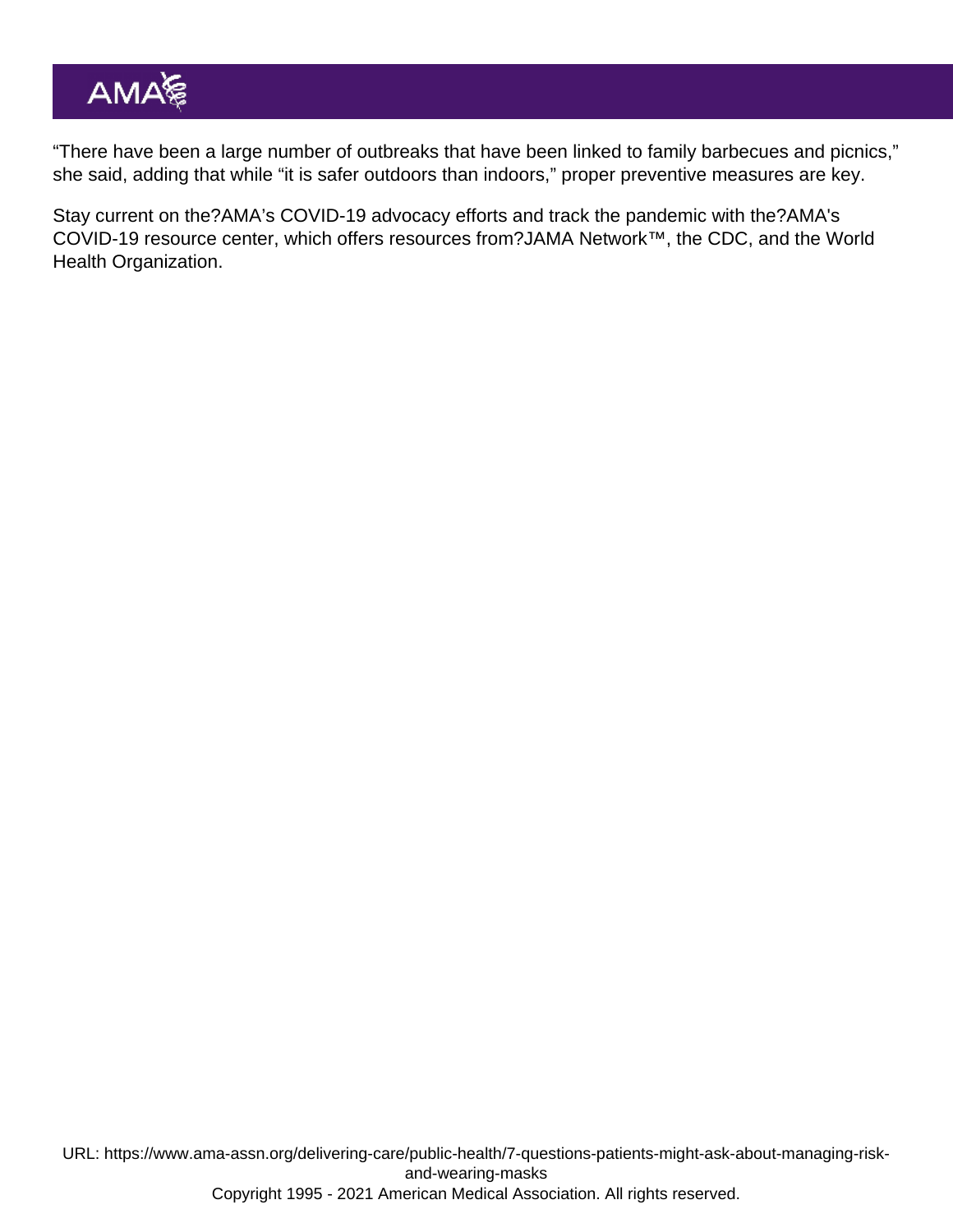“There have been a large number of outbreaks that have been linked to family barbecues and picnics,” she said, adding that while “it is safer outdoors than indoors,” proper preventive measures are key.

Stay current on the?AMA’s COVID-19 advocacy efforts and track the pandemic with the?AMA's COVID-19 resource center, which offers resources from?JAMA Network™, the CDC, and the World Health Organization.